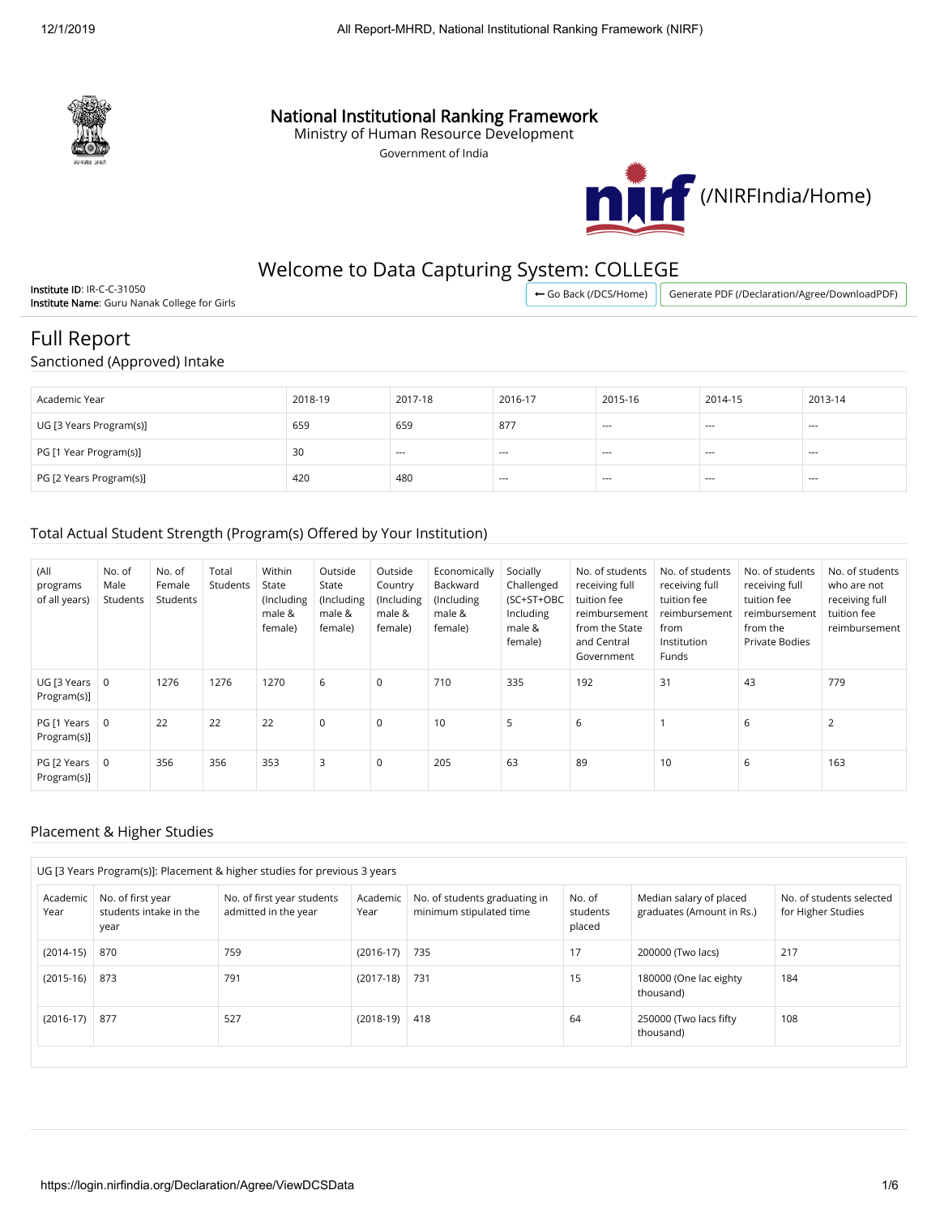# National Institutional Ranking Framework
Ministry of Human Resource Development
Government of India

(/NIRFIndia/Home)

## Welcome to Data Capturing System: COLLEGE

**Institute ID**: IR-C-C-31050
**Institute Name**: Guru Nanak College for Girls

← Go Back (/DCS/Home) | Generate PDF (/Declaration/Agree/DownloadPDF)

# Full Report

## Sanctioned (Approved) Intake

| Academic Year | 2018-19 | 2017-18 | 2016-17 | 2015-16 | 2014-15 | 2013-14 |
|---|---|---|---|---|---|---|
| UG [3 Years Program(s)] | 659 | 659 | 877 | --- | --- | --- |
| PG [1 Year Program(s)] | 30 | --- | --- | --- | --- | --- |
| PG [2 Years Program(s)] | 420 | 480 | --- | --- | --- | --- |

## Total Actual Student Strength (Program(s) Offered by Your Institution)

| (All programs of all years) | No. of Male Students | No. of Female Students | Total Students | Within State (Including male & female) | Outside State (Including male & female) | Outside Country (Including male & female) | Economically Backward (Including male & female) | Socially Challenged (SC+ST+OBC Including male & female) | No. of students receiving full tuition fee reimbursement from the State and Central Government | No. of students receiving full tuition fee reimbursement from Institution Funds | No. of students receiving full tuition fee reimbursement from the Private Bodies | No. of students who are not receiving full tuition fee reimbursement |
|---|---|---|---|---|---|---|---|---|---|---|---|---|
| UG [3 Years Program(s)] | 0 | 1276 | 1276 | 1270 | 6 | 0 | 710 | 335 | 192 | 31 | 43 | 779 |
| PG [1 Years Program(s)] | 0 | 22 | 22 | 22 | 0 | 0 | 10 | 5 | 6 | 1 | 6 | 2 |
| PG [2 Years Program(s)] | 0 | 356 | 356 | 353 | 3 | 0 | 205 | 63 | 89 | 10 | 6 | 163 |

## Placement & Higher Studies

UG [3 Years Program(s)]: Placement & higher studies for previous 3 years

| Academic Year | No. of first year students intake in the year | No. of first year students admitted in the year | Academic Year | No. of students graduating in minimum stipulated time | No. of students placed | Median salary of placed graduates (Amount in Rs.) | No. of students selected for Higher Studies |
|---|---|---|---|---|---|---|---|
| (2014-15) | 870 | 759 | (2016-17) | 735 | 17 | 200000 (Two lacs) | 217 |
| (2015-16) | 873 | 791 | (2017-18) | 731 | 15 | 180000 (One lac eighty thousand) | 184 |
| (2016-17) | 877 | 527 | (2018-19) | 418 | 64 | 250000 (Two lacs fifty thousand) | 108 |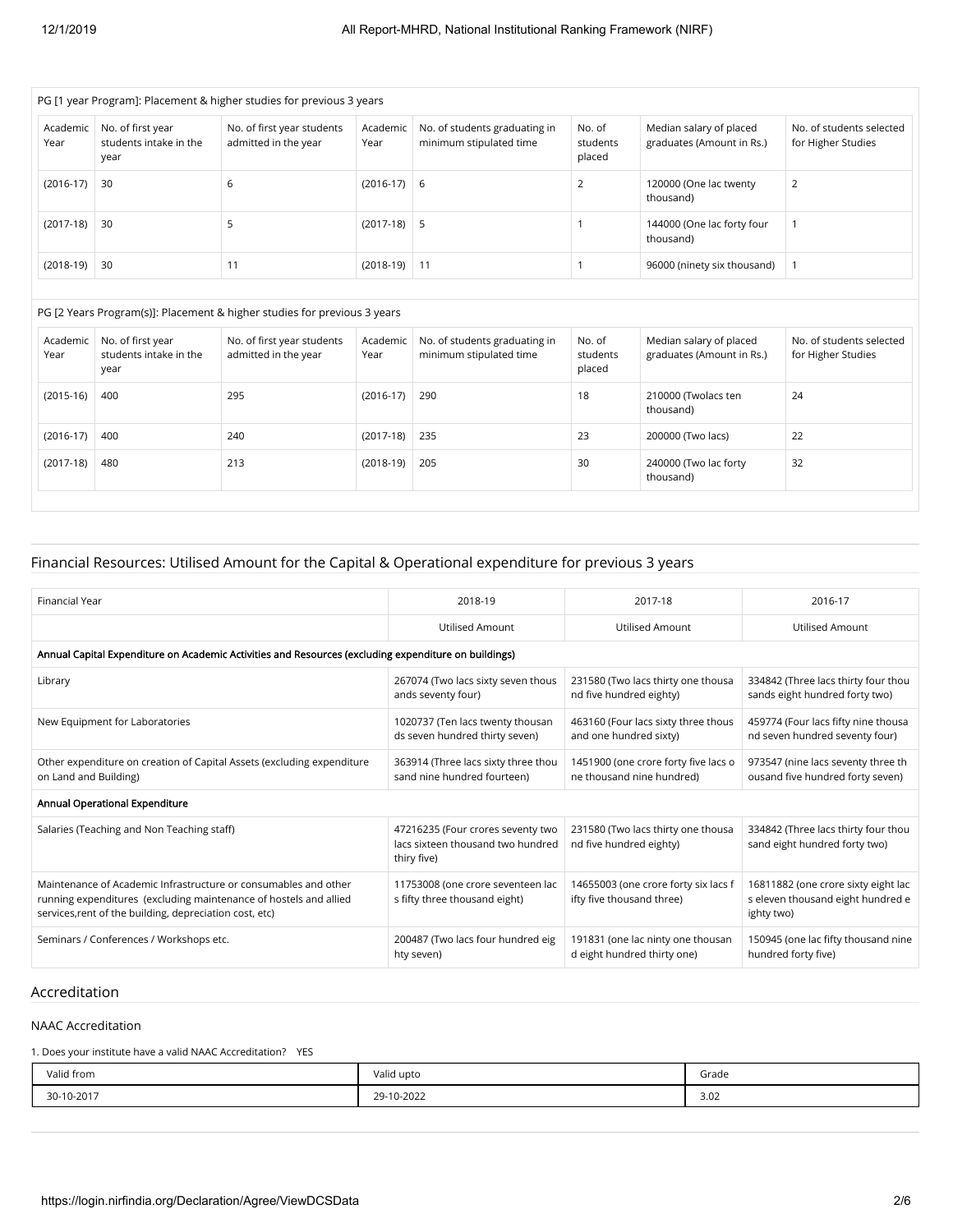PG [1 year Program]: Placement & higher studies for previous 3 years

| Academic Year | No. of first year students intake in the year | No. of first year students admitted in the year | Academic Year | No. of students graduating in minimum stipulated time | No. of students placed | Median salary of placed graduates (Amount in Rs.) | No. of students selected for Higher Studies |
|---|---|---|---|---|---|---|---|
| (2016-17) | 30 | 6 | (2016-17) | 6 | 2 | 120000 (One lac twenty thousand) | 2 |
| (2017-18) | 30 | 5 | (2017-18) | 5 | 1 | 144000 (One lac forty four thousand) | 1 |
| (2018-19) | 30 | 11 | (2018-19) | 11 | 1 | 96000 (ninety six thousand) | 1 |

PG [2 Years Program(s)]: Placement & higher studies for previous 3 years

| Academic Year | No. of first year students intake in the year | No. of first year students admitted in the year | Academic Year | No. of students graduating in minimum stipulated time | No. of students placed | Median salary of placed graduates (Amount in Rs.) | No. of students selected for Higher Studies |
|---|---|---|---|---|---|---|---|
| (2015-16) | 400 | 295 | (2016-17) | 290 | 18 | 210000 (Twolacs ten thousand) | 24 |
| (2016-17) | 400 | 240 | (2017-18) | 235 | 23 | 200000 (Two lacs) | 22 |
| (2017-18) | 480 | 213 | (2018-19) | 205 | 30 | 240000 (Two lac forty thousand) | 32 |

## Financial Resources: Utilised Amount for the Capital & Operational expenditure for previous 3 years

| Financial Year | 2018-19 | 2017-18 | 2016-17 |
|---|---|---|---|
| | Utilised Amount | Utilised Amount | Utilised Amount |
| **Annual Capital Expenditure on Academic Activities and Resources (excluding expenditure on buildings)** | | | |
| Library | 267074 (Two lacs sixty seven thousands seventy four) | 231580 (Two lacs thirty one thousand five hundred eighty) | 334842 (Three lacs thirty four thousands eight hundred forty two) |
| New Equipment for Laboratories | 1020737 (Ten lacs twenty thousands seven hundred thirty seven) | 463160 (Four lacs sixty three thousand and one hundred sixty) | 459774 (Four lacs fifty nine thousand seven hundred seventy four) |
| Other expenditure on creation of Capital Assets (excluding expenditure on Land and Building) | 363914 (Three lacs sixty three thousand nine hundred fourteen) | 1451900 (one crore forty five lacs one thousand nine hundred) | 973547 (nine lacs seventy three thousand five hundred forty seven) |
| **Annual Operational Expenditure** | | | |
| Salaries (Teaching and Non Teaching staff) | 47216235 (Four crores seventy two lacs sixteen thousand two hundred thiry five) | 231580 (Two lacs thirty one thousand five hundred eighty) | 334842 (Three lacs thirty four thousand eight hundred forty two) |
| Maintenance of Academic Infrastructure or consumables and other running expenditures (excluding maintenance of hostels and allied services,rent of the building, depreciation cost, etc) | 11753008 (one crore seventeen lacs fifty three thousand eight) | 14655003 (one crore forty six lacs fifty five thousand three) | 16811882 (one crore sixty eight lacs eleven thousand eight hundred eighty two) |
| Seminars / Conferences / Workshops etc. | 200487 (Two lacs four hundred eighty seven) | 191831 (one lac ninty one thousand eight hundred thirty one) | 150945 (one lac fifty thousand nine hundred forty five) |

## Accreditation

### NAAC Accreditation

1. Does your institute have a valid NAAC Accreditation? YES

| Valid from | Valid upto | Grade |
|---|---|---|
| 30-10-2017 | 29-10-2022 | 3.02 |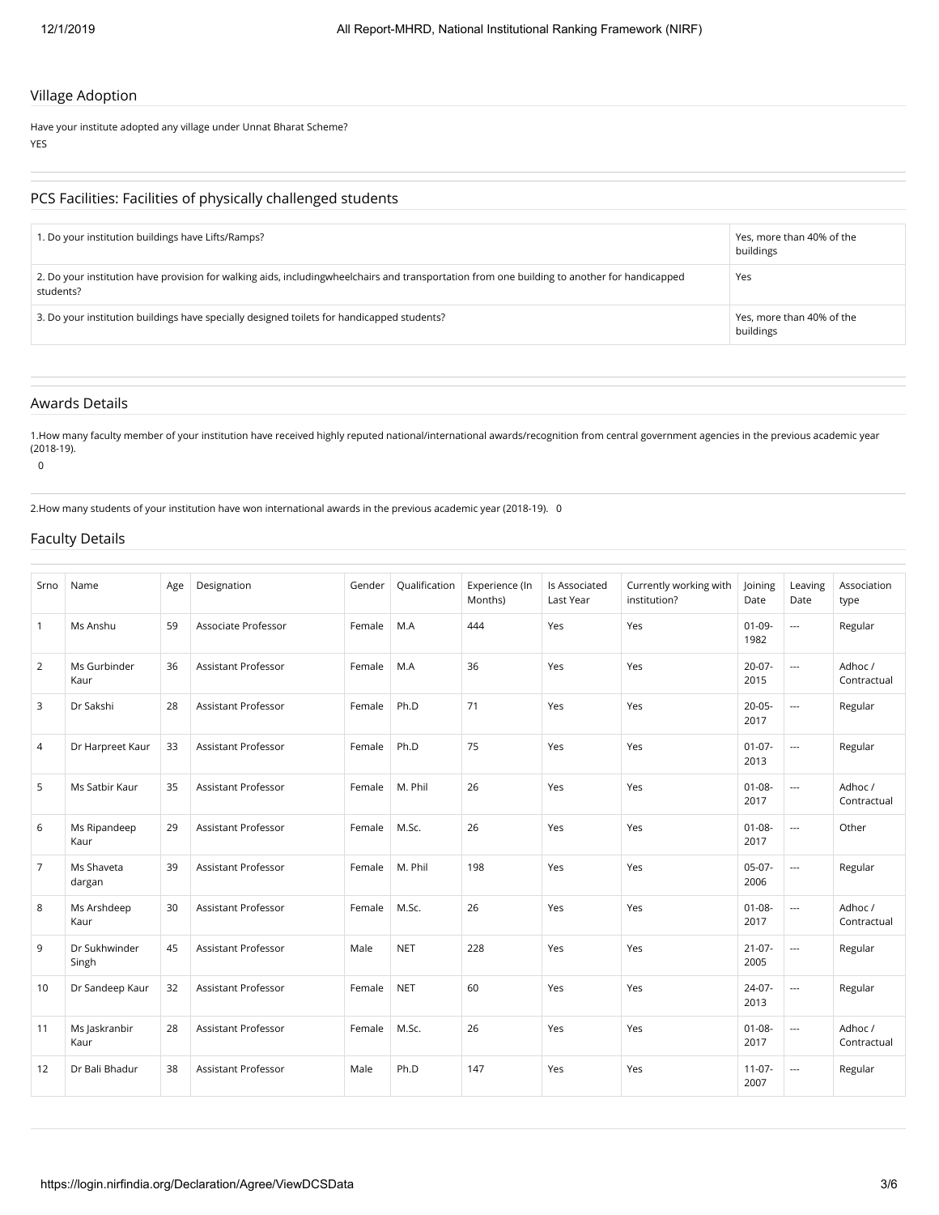## Village Adoption

Have your institute adopted any village under Unnat Bharat Scheme?

YES

## PCS Facilities: Facilities of physically challenged students

| | |
|---|---|
| 1. Do your institution buildings have Lifts/Ramps? | Yes, more than 40% of the buildings |
| 2. Do your institution have provision for walking aids, includingwheelchairs and transportation from one building to another for handicapped students? | Yes |
| 3. Do your institution buildings have specially designed toilets for handicapped students? | Yes, more than 40% of the buildings |

## Awards Details

1.How many faculty member of your institution have received highly reputed national/international awards/recognition from central government agencies in the previous academic year (2018-19).

0

2.How many students of your institution have won international awards in the previous academic year (2018-19). 0

## Faculty Details

| Srno | Name | Age | Designation | Gender | Qualification | Experience (In Months) | Is Associated Last Year | Currently working with institution? | Joining Date | Leaving Date | Association type |
|---|---|---|---|---|---|---|---|---|---|---|---|
| 1 | Ms Anshu | 59 | Associate Professor | Female | M.A | 444 | Yes | Yes | 01-09-1982 | --- | Regular |
| 2 | Ms Gurbinder Kaur | 36 | Assistant Professor | Female | M.A | 36 | Yes | Yes | 20-07-2015 | --- | Adhoc / Contractual |
| 3 | Dr Sakshi | 28 | Assistant Professor | Female | Ph.D | 71 | Yes | Yes | 20-05-2017 | --- | Regular |
| 4 | Dr Harpreet Kaur | 33 | Assistant Professor | Female | Ph.D | 75 | Yes | Yes | 01-07-2013 | --- | Regular |
| 5 | Ms Satbir Kaur | 35 | Assistant Professor | Female | M. Phil | 26 | Yes | Yes | 01-08-2017 | --- | Adhoc / Contractual |
| 6 | Ms Ripandeep Kaur | 29 | Assistant Professor | Female | M.Sc. | 26 | Yes | Yes | 01-08-2017 | --- | Other |
| 7 | Ms Shaveta dargan | 39 | Assistant Professor | Female | M. Phil | 198 | Yes | Yes | 05-07-2006 | --- | Regular |
| 8 | Ms Arshdeep Kaur | 30 | Assistant Professor | Female | M.Sc. | 26 | Yes | Yes | 01-08-2017 | --- | Adhoc / Contractual |
| 9 | Dr Sukhwinder Singh | 45 | Assistant Professor | Male | NET | 228 | Yes | Yes | 21-07-2005 | --- | Regular |
| 10 | Dr Sandeep Kaur | 32 | Assistant Professor | Female | NET | 60 | Yes | Yes | 24-07-2013 | --- | Regular |
| 11 | Ms Jaskranbir Kaur | 28 | Assistant Professor | Female | M.Sc. | 26 | Yes | Yes | 01-08-2017 | --- | Adhoc / Contractual |
| 12 | Dr Bali Bhadur | 38 | Assistant Professor | Male | Ph.D | 147 | Yes | Yes | 11-07-2007 | --- | Regular |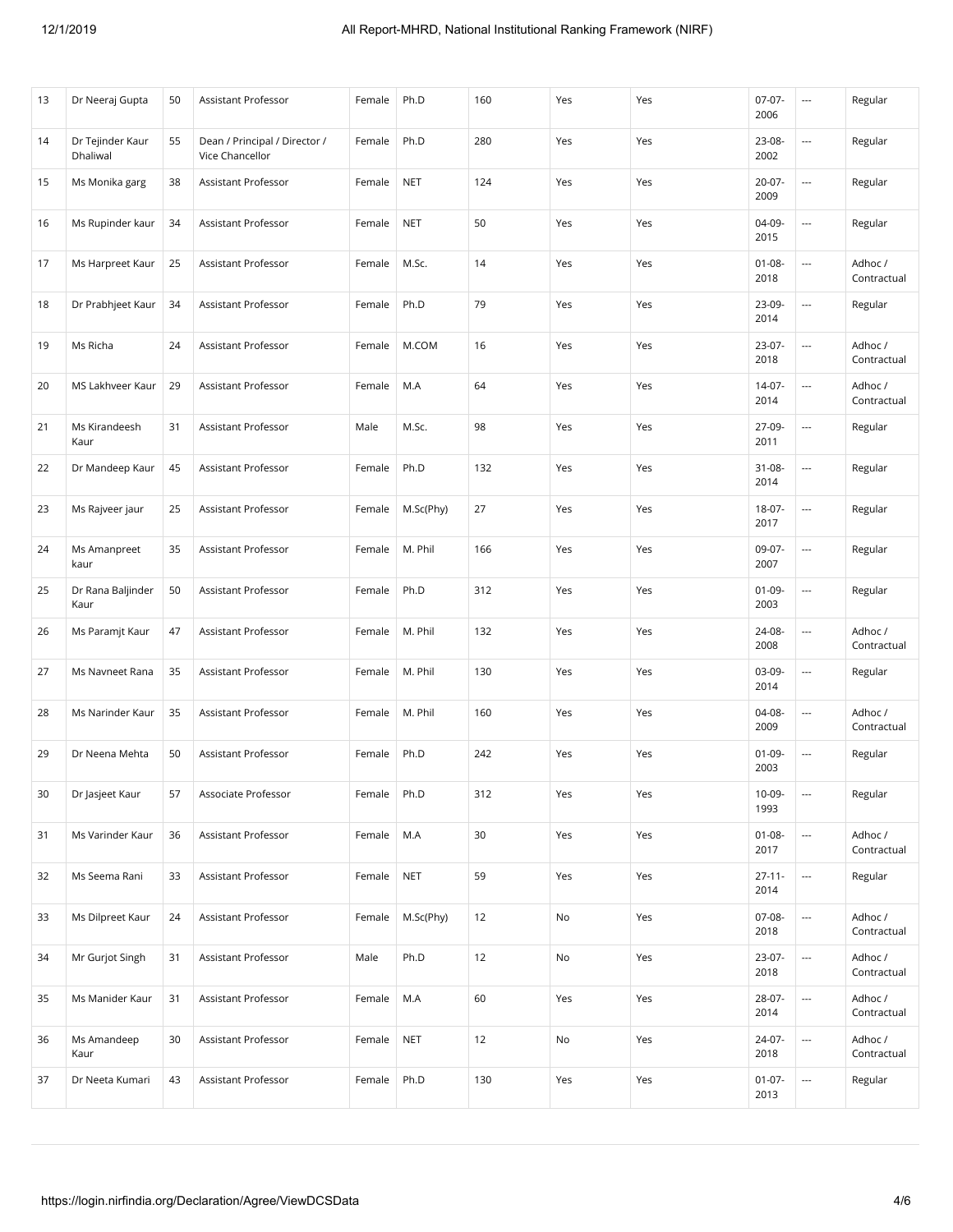| 13 | Dr Neeraj Gupta | 50 | Assistant Professor | Female | Ph.D | 160 | Yes | Yes | 07-07-2006 | --- | Regular |
|---|---|---|---|---|---|---|---|---|---|---|---|
| 14 | Dr Tejinder Kaur Dhaliwal | 55 | Dean / Principal / Director / Vice Chancellor | Female | Ph.D | 280 | Yes | Yes | 23-08-2002 | --- | Regular |
| 15 | Ms Monika garg | 38 | Assistant Professor | Female | NET | 124 | Yes | Yes | 20-07-2009 | --- | Regular |
| 16 | Ms Rupinder kaur | 34 | Assistant Professor | Female | NET | 50 | Yes | Yes | 04-09-2015 | --- | Regular |
| 17 | Ms Harpreet Kaur | 25 | Assistant Professor | Female | M.Sc. | 14 | Yes | Yes | 01-08-2018 | --- | Adhoc / Contractual |
| 18 | Dr Prabhjeet Kaur | 34 | Assistant Professor | Female | Ph.D | 79 | Yes | Yes | 23-09-2014 | --- | Regular |
| 19 | Ms Richa | 24 | Assistant Professor | Female | M.COM | 16 | Yes | Yes | 23-07-2018 | --- | Adhoc / Contractual |
| 20 | MS Lakhveer Kaur | 29 | Assistant Professor | Female | M.A | 64 | Yes | Yes | 14-07-2014 | --- | Adhoc / Contractual |
| 21 | Ms Kirandeesh Kaur | 31 | Assistant Professor | Male | M.Sc. | 98 | Yes | Yes | 27-09-2011 | --- | Regular |
| 22 | Dr Mandeep Kaur | 45 | Assistant Professor | Female | Ph.D | 132 | Yes | Yes | 31-08-2014 | --- | Regular |
| 23 | Ms Rajveer jaur | 25 | Assistant Professor | Female | M.Sc(Phy) | 27 | Yes | Yes | 18-07-2017 | --- | Regular |
| 24 | Ms Amanpreet kaur | 35 | Assistant Professor | Female | M. Phil | 166 | Yes | Yes | 09-07-2007 | --- | Regular |
| 25 | Dr Rana Baljinder Kaur | 50 | Assistant Professor | Female | Ph.D | 312 | Yes | Yes | 01-09-2003 | --- | Regular |
| 26 | Ms Paramjt Kaur | 47 | Assistant Professor | Female | M. Phil | 132 | Yes | Yes | 24-08-2008 | --- | Adhoc / Contractual |
| 27 | Ms Navneet Rana | 35 | Assistant Professor | Female | M. Phil | 130 | Yes | Yes | 03-09-2014 | --- | Regular |
| 28 | Ms Narinder Kaur | 35 | Assistant Professor | Female | M. Phil | 160 | Yes | Yes | 04-08-2009 | --- | Adhoc / Contractual |
| 29 | Dr Neena Mehta | 50 | Assistant Professor | Female | Ph.D | 242 | Yes | Yes | 01-09-2003 | --- | Regular |
| 30 | Dr Jasjeet Kaur | 57 | Associate Professor | Female | Ph.D | 312 | Yes | Yes | 10-09-1993 | --- | Regular |
| 31 | Ms Varinder Kaur | 36 | Assistant Professor | Female | M.A | 30 | Yes | Yes | 01-08-2017 | --- | Adhoc / Contractual |
| 32 | Ms Seema Rani | 33 | Assistant Professor | Female | NET | 59 | Yes | Yes | 27-11-2014 | --- | Regular |
| 33 | Ms Dilpreet Kaur | 24 | Assistant Professor | Female | M.Sc(Phy) | 12 | No | Yes | 07-08-2018 | --- | Adhoc / Contractual |
| 34 | Mr Gurjot Singh | 31 | Assistant Professor | Male | Ph.D | 12 | No | Yes | 23-07-2018 | --- | Adhoc / Contractual |
| 35 | Ms Manider Kaur | 31 | Assistant Professor | Female | M.A | 60 | Yes | Yes | 28-07-2014 | --- | Adhoc / Contractual |
| 36 | Ms Amandeep Kaur | 30 | Assistant Professor | Female | NET | 12 | No | Yes | 24-07-2018 | --- | Adhoc / Contractual |
| 37 | Dr Neeta Kumari | 43 | Assistant Professor | Female | Ph.D | 130 | Yes | Yes | 01-07-2013 | --- | Regular |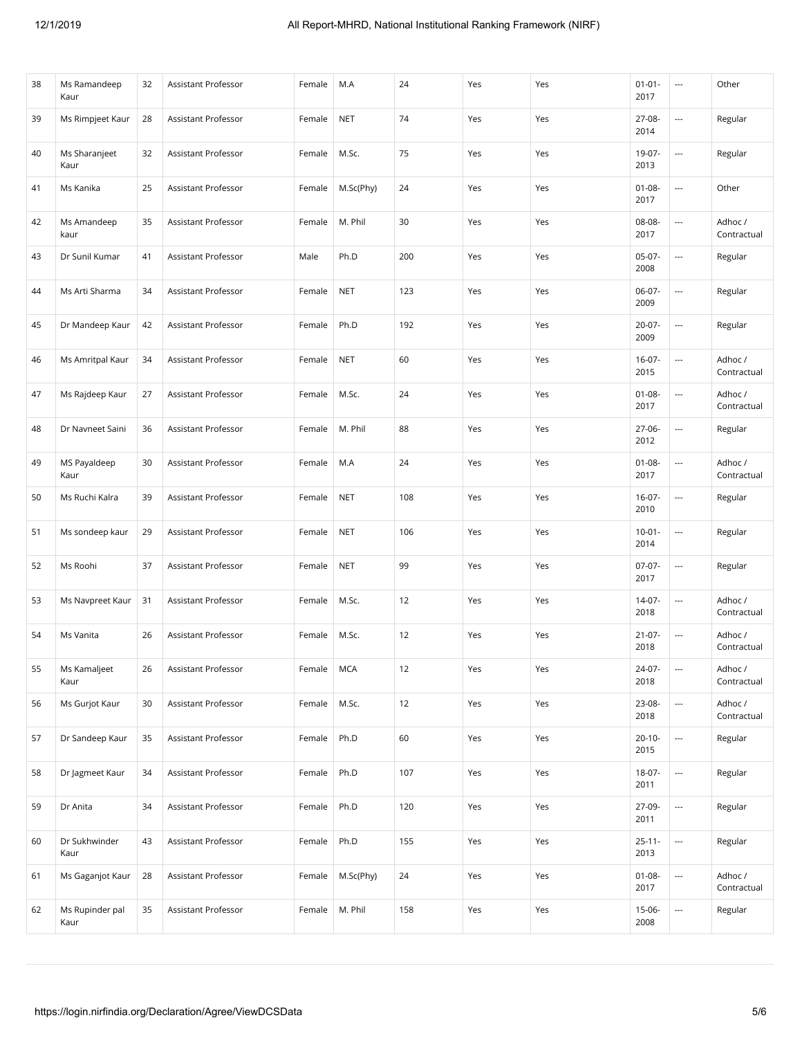| 38 | Ms Ramandeep Kaur | 32 | Assistant Professor | Female | M.A | 24 | Yes | Yes | 01-01-2017 | --- | Other |
|---|---|---|---|---|---|---|---|---|---|---|---|
| 39 | Ms Rimpjeet Kaur | 28 | Assistant Professor | Female | NET | 74 | Yes | Yes | 27-08-2014 | --- | Regular |
| 40 | Ms Sharanjeet Kaur | 32 | Assistant Professor | Female | M.Sc. | 75 | Yes | Yes | 19-07-2013 | --- | Regular |
| 41 | Ms Kanika | 25 | Assistant Professor | Female | M.Sc(Phy) | 24 | Yes | Yes | 01-08-2017 | --- | Other |
| 42 | Ms Amandeep kaur | 35 | Assistant Professor | Female | M. Phil | 30 | Yes | Yes | 08-08-2017 | --- | Adhoc / Contractual |
| 43 | Dr Sunil Kumar | 41 | Assistant Professor | Male | Ph.D | 200 | Yes | Yes | 05-07-2008 | --- | Regular |
| 44 | Ms Arti Sharma | 34 | Assistant Professor | Female | NET | 123 | Yes | Yes | 06-07-2009 | --- | Regular |
| 45 | Dr Mandeep Kaur | 42 | Assistant Professor | Female | Ph.D | 192 | Yes | Yes | 20-07-2009 | --- | Regular |
| 46 | Ms Amritpal Kaur | 34 | Assistant Professor | Female | NET | 60 | Yes | Yes | 16-07-2015 | --- | Adhoc / Contractual |
| 47 | Ms Rajdeep Kaur | 27 | Assistant Professor | Female | M.Sc. | 24 | Yes | Yes | 01-08-2017 | --- | Adhoc / Contractual |
| 48 | Dr Navneet Saini | 36 | Assistant Professor | Female | M. Phil | 88 | Yes | Yes | 27-06-2012 | --- | Regular |
| 49 | MS Payaldeep Kaur | 30 | Assistant Professor | Female | M.A | 24 | Yes | Yes | 01-08-2017 | --- | Adhoc / Contractual |
| 50 | Ms Ruchi Kalra | 39 | Assistant Professor | Female | NET | 108 | Yes | Yes | 16-07-2010 | --- | Regular |
| 51 | Ms sondeep kaur | 29 | Assistant Professor | Female | NET | 106 | Yes | Yes | 10-01-2014 | --- | Regular |
| 52 | Ms Roohi | 37 | Assistant Professor | Female | NET | 99 | Yes | Yes | 07-07-2017 | --- | Regular |
| 53 | Ms Navpreet Kaur | 31 | Assistant Professor | Female | M.Sc. | 12 | Yes | Yes | 14-07-2018 | --- | Adhoc / Contractual |
| 54 | Ms Vanita | 26 | Assistant Professor | Female | M.Sc. | 12 | Yes | Yes | 21-07-2018 | --- | Adhoc / Contractual |
| 55 | Ms Kamaljeet Kaur | 26 | Assistant Professor | Female | MCA | 12 | Yes | Yes | 24-07-2018 | --- | Adhoc / Contractual |
| 56 | Ms Gurjot Kaur | 30 | Assistant Professor | Female | M.Sc. | 12 | Yes | Yes | 23-08-2018 | --- | Adhoc / Contractual |
| 57 | Dr Sandeep Kaur | 35 | Assistant Professor | Female | Ph.D | 60 | Yes | Yes | 20-10-2015 | --- | Regular |
| 58 | Dr Jagmeet Kaur | 34 | Assistant Professor | Female | Ph.D | 107 | Yes | Yes | 18-07-2011 | --- | Regular |
| 59 | Dr Anita | 34 | Assistant Professor | Female | Ph.D | 120 | Yes | Yes | 27-09-2011 | --- | Regular |
| 60 | Dr Sukhwinder Kaur | 43 | Assistant Professor | Female | Ph.D | 155 | Yes | Yes | 25-11-2013 | --- | Regular |
| 61 | Ms Gaganjot Kaur | 28 | Assistant Professor | Female | M.Sc(Phy) | 24 | Yes | Yes | 01-08-2017 | --- | Adhoc / Contractual |
| 62 | Ms Rupinder pal Kaur | 35 | Assistant Professor | Female | M. Phil | 158 | Yes | Yes | 15-06-2008 | --- | Regular |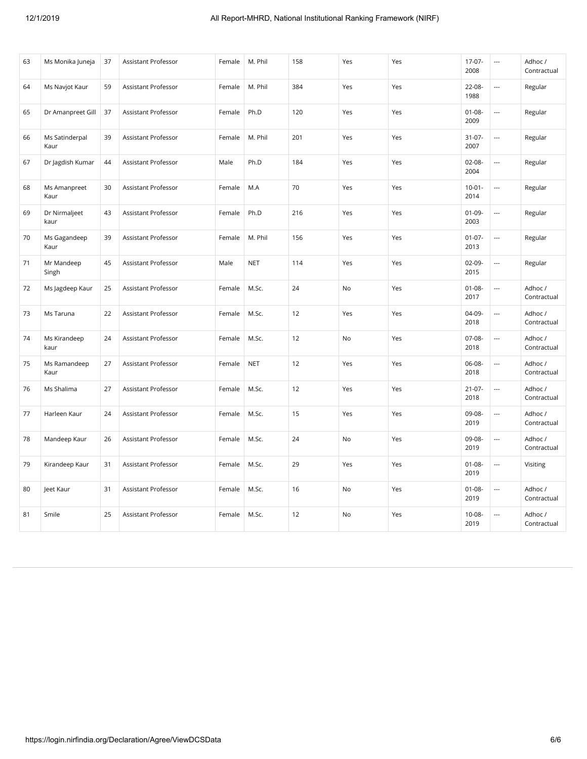| | | | | | | | | | | | |
|---|---|---|---|---|---|---|---|---|---|---|---|
| 63 | Ms Monika Juneja | 37 | Assistant Professor | Female | M. Phil | 158 | Yes | Yes | 17-07-2008 | --- | Adhoc / Contractual |
| 64 | Ms Navjot Kaur | 59 | Assistant Professor | Female | M. Phil | 384 | Yes | Yes | 22-08-1988 | --- | Regular |
| 65 | Dr Amanpreet Gill | 37 | Assistant Professor | Female | Ph.D | 120 | Yes | Yes | 01-08-2009 | --- | Regular |
| 66 | Ms Satinderpal Kaur | 39 | Assistant Professor | Female | M. Phil | 201 | Yes | Yes | 31-07-2007 | --- | Regular |
| 67 | Dr Jagdish Kumar | 44 | Assistant Professor | Male | Ph.D | 184 | Yes | Yes | 02-08-2004 | --- | Regular |
| 68 | Ms Amanpreet Kaur | 30 | Assistant Professor | Female | M.A | 70 | Yes | Yes | 10-01-2014 | --- | Regular |
| 69 | Dr Nirmaljeet kaur | 43 | Assistant Professor | Female | Ph.D | 216 | Yes | Yes | 01-09-2003 | --- | Regular |
| 70 | Ms Gagandeep Kaur | 39 | Assistant Professor | Female | M. Phil | 156 | Yes | Yes | 01-07-2013 | --- | Regular |
| 71 | Mr Mandeep Singh | 45 | Assistant Professor | Male | NET | 114 | Yes | Yes | 02-09-2015 | --- | Regular |
| 72 | Ms Jagdeep Kaur | 25 | Assistant Professor | Female | M.Sc. | 24 | No | Yes | 01-08-2017 | --- | Adhoc / Contractual |
| 73 | Ms Taruna | 22 | Assistant Professor | Female | M.Sc. | 12 | Yes | Yes | 04-09-2018 | --- | Adhoc / Contractual |
| 74 | Ms Kirandeep kaur | 24 | Assistant Professor | Female | M.Sc. | 12 | No | Yes | 07-08-2018 | --- | Adhoc / Contractual |
| 75 | Ms Ramandeep Kaur | 27 | Assistant Professor | Female | NET | 12 | Yes | Yes | 06-08-2018 | --- | Adhoc / Contractual |
| 76 | Ms Shalima | 27 | Assistant Professor | Female | M.Sc. | 12 | Yes | Yes | 21-07-2018 | --- | Adhoc / Contractual |
| 77 | Harleen Kaur | 24 | Assistant Professor | Female | M.Sc. | 15 | Yes | Yes | 09-08-2019 | --- | Adhoc / Contractual |
| 78 | Mandeep Kaur | 26 | Assistant Professor | Female | M.Sc. | 24 | No | Yes | 09-08-2019 | --- | Adhoc / Contractual |
| 79 | Kirandeep Kaur | 31 | Assistant Professor | Female | M.Sc. | 29 | Yes | Yes | 01-08-2019 | --- | Visiting |
| 80 | Jeet Kaur | 31 | Assistant Professor | Female | M.Sc. | 16 | No | Yes | 01-08-2019 | --- | Adhoc / Contractual |
| 81 | Smile | 25 | Assistant Professor | Female | M.Sc. | 12 | No | Yes | 10-08-2019 | --- | Adhoc / Contractual |